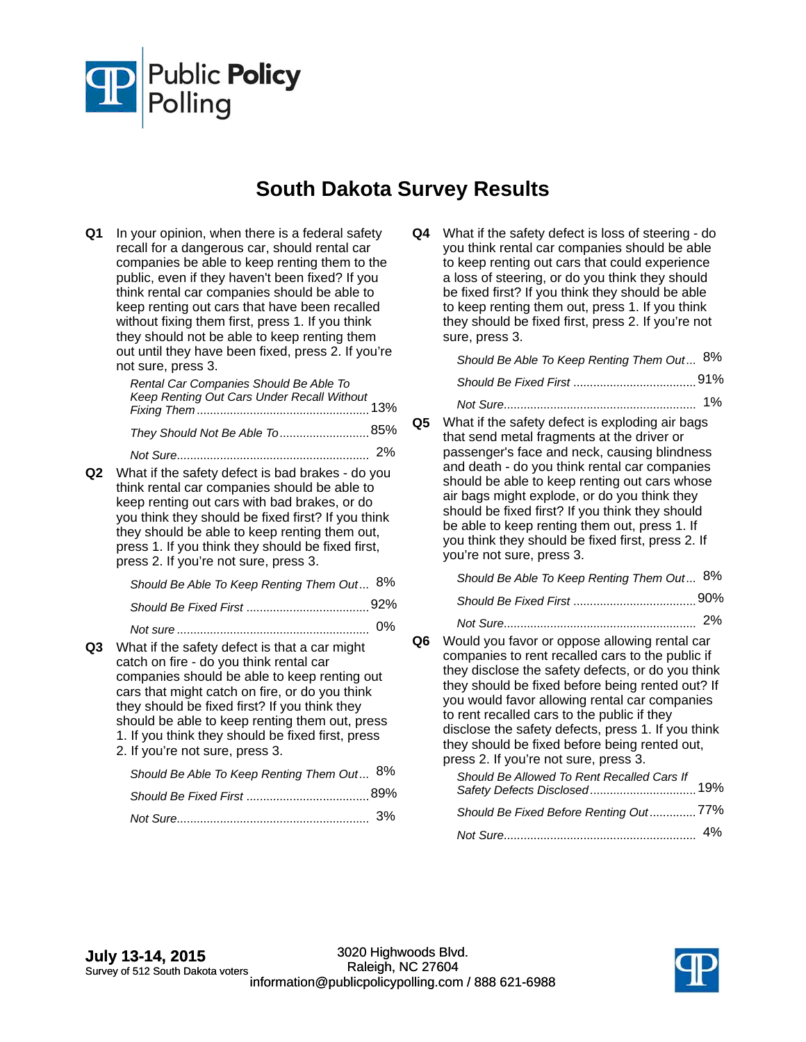Public Policy Polling

# South Dakota Survey Results

**Q1** In your opinion, when there is a federal safety recall for a dangerous car, should rental car companies be able to keep renting them to the public, even if they haven't been fixed? If you think rental car companies should be able to keep renting out cars that have been recalled without fixing them first, press 1. If you think they should not be able to keep renting them out until they have been fixed, press 2. If you're not sure, press 3.

| | |
|---|---|
| *Rental Car Companies Should Be Able To Keep Renting Out Cars Under Recall Without Fixing Them* | 13% |
| *They Should Not Be Able To* | 85% |
| *Not Sure* | 2% |

**Q2** What if the safety defect is bad brakes - do you think rental car companies should be able to keep renting out cars with bad brakes, or do you think they should be fixed first? If you think they should be able to keep renting them out, press 1. If you think they should be fixed first, press 2. If you're not sure, press 3.

| | |
|---|---|
| *Should Be Able To Keep Renting Them Out* | 8% |
| *Should Be Fixed First* | 92% |
| *Not sure* | 0% |

**Q3** What if the safety defect is that a car might catch on fire - do you think rental car companies should be able to keep renting out cars that might catch on fire, or do you think they should be fixed first? If you think they should be able to keep renting them out, press 1. If you think they should be fixed first, press 2. If you're not sure, press 3.

| | |
|---|---|
| *Should Be Able To Keep Renting Them Out* | 8% |
| *Should Be Fixed First* | 89% |
| *Not Sure* | 3% |

**Q4** What if the safety defect is loss of steering - do you think rental car companies should be able to keep renting out cars that could experience a loss of steering, or do you think they should be fixed first? If you think they should be able to keep renting them out, press 1. If you think they should be fixed first, press 2. If you're not sure, press 3.

| | |
|---|---|
| *Should Be Able To Keep Renting Them Out* | 8% |
| *Should Be Fixed First* | 91% |
| *Not Sure* | 1% |

**Q5** What if the safety defect is exploding air bags that send metal fragments at the driver or passenger's face and neck, causing blindness and death - do you think rental car companies should be able to keep renting out cars whose air bags might explode, or do you think they should be fixed first? If you think they should be able to keep renting them out, press 1. If you think they should be fixed first, press 2. If you're not sure, press 3.

| | |
|---|---|
| *Should Be Able To Keep Renting Them Out* | 8% |
| *Should Be Fixed First* | 90% |
| *Not Sure* | 2% |

**Q6** Would you favor or oppose allowing rental car companies to rent recalled cars to the public if they disclose the safety defects, or do you think they should be fixed before being rented out? If you would favor allowing rental car companies to rent recalled cars to the public if they disclose the safety defects, press 1. If you think they should be fixed before being rented out, press 2. If you're not sure, press 3.

| | |
|---|---|
| *Should Be Allowed To Rent Recalled Cars If Safety Defects Disclosed* | 19% |
| *Should Be Fixed Before Renting Out* | 77% |
| *Not Sure* | 4% |

**July 13-14, 2015**
Survey of 512 South Dakota voters

3020 Highwoods Blvd.
Raleigh, NC 27604
information@publicpolicypolling.com / 888 621-6988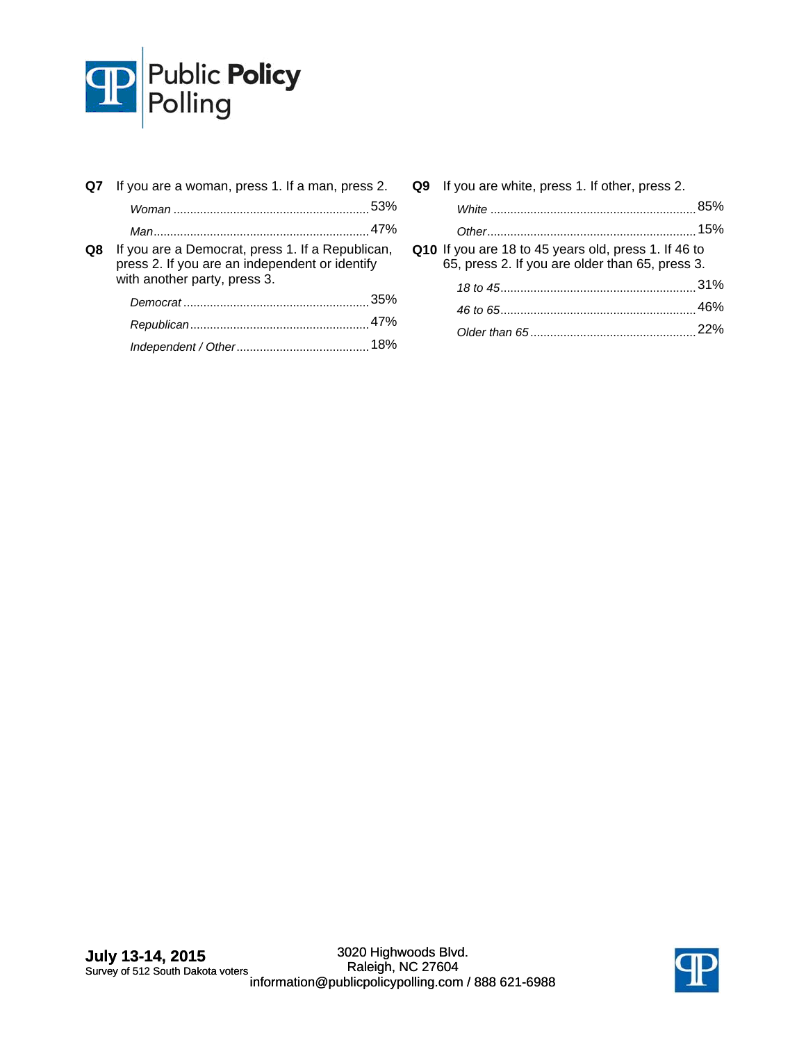**Q7** If you are a woman, press 1. If a man, press 2.

| | |
|---|---|
| *Woman* | 53% |
| *Man* | 47% |

**Q8** If you are a Democrat, press 1. If a Republican, press 2. If you are an independent or identify with another party, press 3.

| | |
|---|---|
| *Democrat* | 35% |
| *Republican* | 47% |
| *Independent / Other* | 18% |

**Q9** If you are white, press 1. If other, press 2.

| | |
|---|---|
| *White* | 85% |
| *Other* | 15% |

**Q10** If you are 18 to 45 years old, press 1. If 46 to 65, press 2. If you are older than 65, press 3.

| | |
|---|---|
| *18 to 45* | 31% |
| *46 to 65* | 46% |
| *Older than 65* | 22% |

**July 13-14, 2015**
Survey of 512 South Dakota voters

3020 Highwoods Blvd.
Raleigh, NC 27604
information@publicpolicypolling.com / 888 621-6988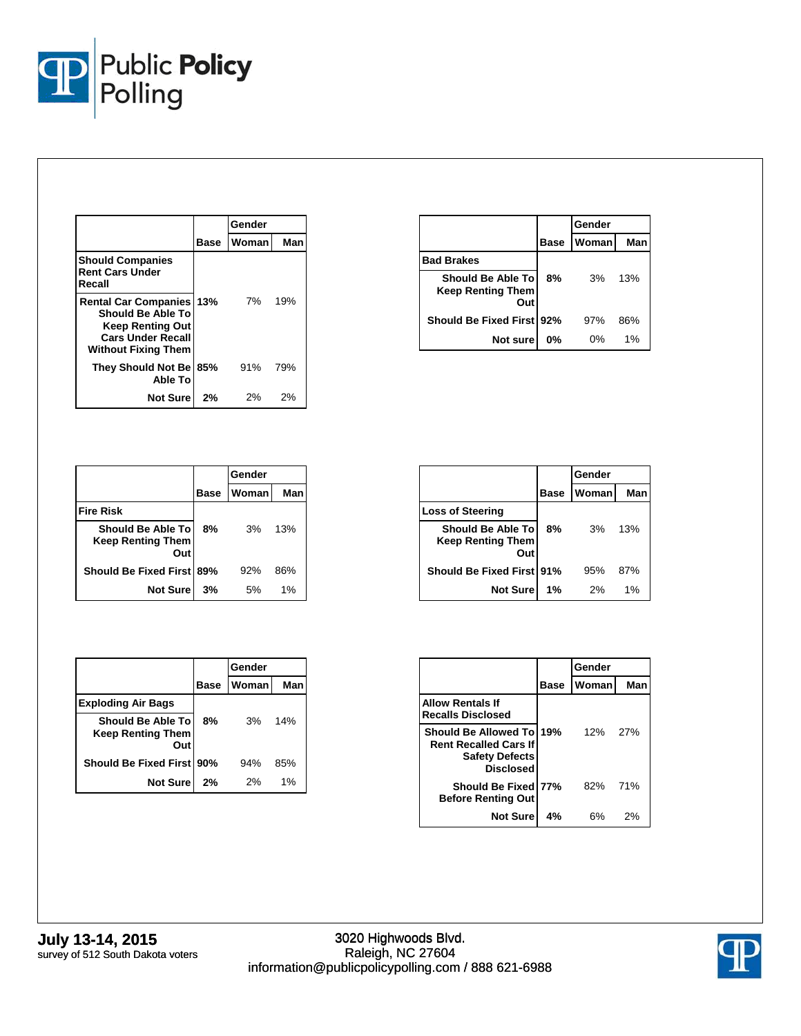| | | Gender | |
|---|---|---|---|
| | Base | Woman | Man |
| **Should Companies Rent Cars Under Recall** | | | |
| Rental Car Companies Should Be Able To Keep Renting Out Cars Under Recall Without Fixing Them | 13% | 7% | 19% |
| They Should Not Be Able To | 85% | 91% | 79% |
| Not Sure | 2% | 2% | 2% |

| | | Gender | |
|---|---|---|---|
| | Base | Woman | Man |
| **Bad Brakes** | | | |
| Should Be Able To Keep Renting Them Out | 8% | 3% | 13% |
| Should Be Fixed First | 92% | 97% | 86% |
| Not sure | 0% | 0% | 1% |

| | | Gender | |
|---|---|---|---|
| | Base | Woman | Man |
| **Fire Risk** | | | |
| Should Be Able To Keep Renting Them Out | 8% | 3% | 13% |
| Should Be Fixed First | 89% | 92% | 86% |
| Not Sure | 3% | 5% | 1% |

| | | Gender | |
|---|---|---|---|
| | Base | Woman | Man |
| **Loss of Steering** | | | |
| Should Be Able To Keep Renting Them Out | 8% | 3% | 13% |
| Should Be Fixed First | 91% | 95% | 87% |
| Not Sure | 1% | 2% | 1% |

| | | Gender | |
|---|---|---|---|
| | Base | Woman | Man |
| **Exploding Air Bags** | | | |
| Should Be Able To Keep Renting Them Out | 8% | 3% | 14% |
| Should Be Fixed First | 90% | 94% | 85% |
| Not Sure | 2% | 2% | 1% |

| | | Gender | |
|---|---|---|---|
| | Base | Woman | Man |
| **Allow Rentals If Recalls Disclosed** | | | |
| Should Be Allowed To Rent Recalled Cars If Safety Defects Disclosed | 19% | 12% | 27% |
| Should Be Fixed Before Renting Out | 77% | 82% | 71% |
| Not Sure | 4% | 6% | 2% |

**July 13-14, 2015**
survey of 512 South Dakota voters

3020 Highwoods Blvd.
Raleigh, NC 27604
information@publicpolicypolling.com / 888 621-6988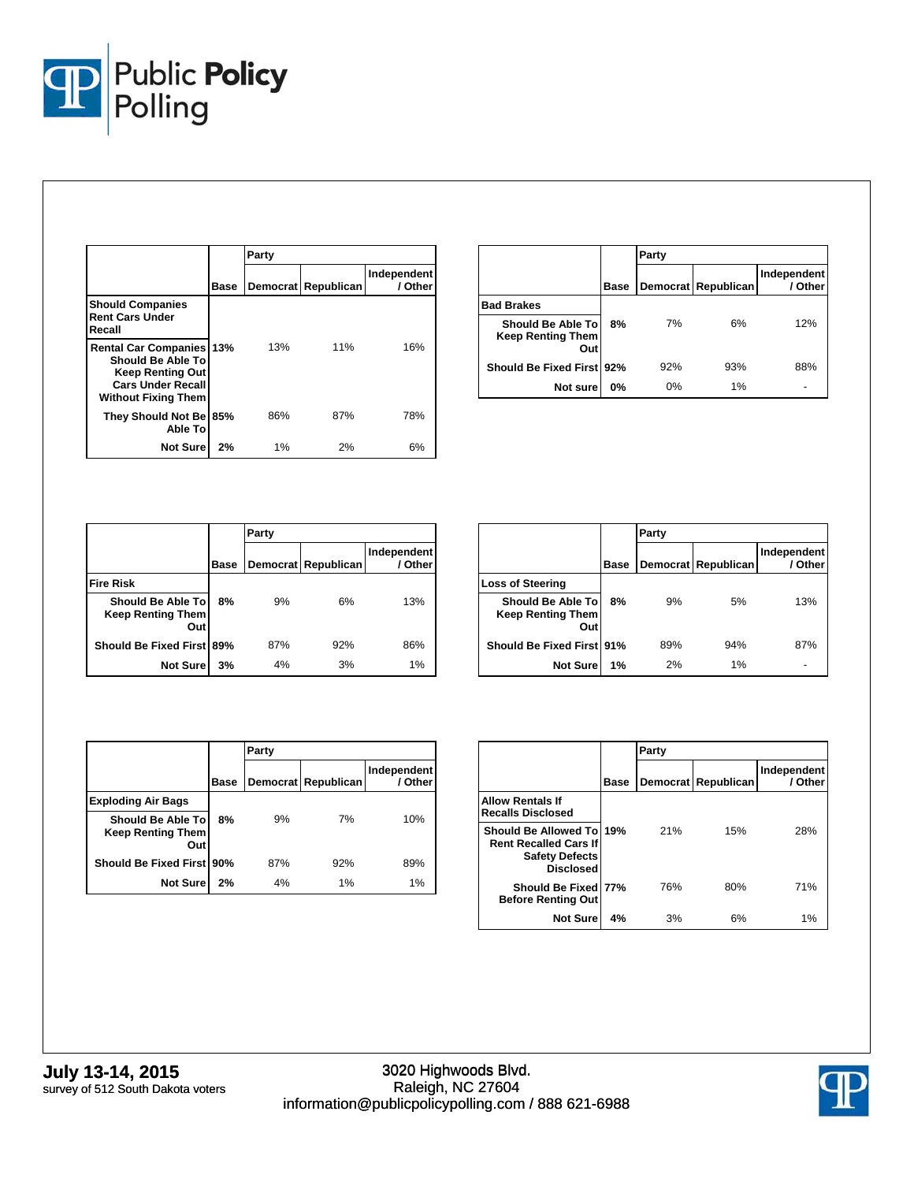| | Base | Party | | |
|---|---|---|---|---|
| | | Democrat | Republican | Independent / Other |
| **Should Companies Rent Cars Under Recall** | | | | |
| Rental Car Companies Should Be Able To Keep Renting Out Cars Under Recall Without Fixing Them | 13% | 13% | 11% | 16% |
| They Should Not Be Able To | 85% | 86% | 87% | 78% |
| Not Sure | 2% | 1% | 2% | 6% |

| | Base | Party | | |
|---|---|---|---|---|
| | | Democrat | Republican | Independent / Other |
| **Bad Brakes** | | | | |
| Should Be Able To Keep Renting Them Out | 8% | 7% | 6% | 12% |
| Should Be Fixed First | 92% | 92% | 93% | 88% |
| Not sure | 0% | 0% | 1% | - |

| | Base | Party | | |
|---|---|---|---|---|
| | | Democrat | Republican | Independent / Other |
| **Fire Risk** | | | | |
| Should Be Able To Keep Renting Them Out | 8% | 9% | 6% | 13% |
| Should Be Fixed First | 89% | 87% | 92% | 86% |
| Not Sure | 3% | 4% | 3% | 1% |

| | Base | Party | | |
|---|---|---|---|---|
| | | Democrat | Republican | Independent / Other |
| **Loss of Steering** | | | | |
| Should Be Able To Keep Renting Them Out | 8% | 9% | 5% | 13% |
| Should Be Fixed First | 91% | 89% | 94% | 87% |
| Not Sure | 1% | 2% | 1% | - |

| | Base | Party | | |
|---|---|---|---|---|
| | | Democrat | Republican | Independent / Other |
| **Exploding Air Bags** | | | | |
| Should Be Able To Keep Renting Them Out | 8% | 9% | 7% | 10% |
| Should Be Fixed First | 90% | 87% | 92% | 89% |
| Not Sure | 2% | 4% | 1% | 1% |

| | Base | Party | | |
|---|---|---|---|---|
| | | Democrat | Republican | Independent / Other |
| **Allow Rentals If Recalls Disclosed** | | | | |
| Should Be Allowed To Rent Recalled Cars If Safety Defects Disclosed | 19% | 21% | 15% | 28% |
| Should Be Fixed Before Renting Out | 77% | 76% | 80% | 71% |
| Not Sure | 4% | 3% | 6% | 1% |

**July 13-14, 2015**
survey of 512 South Dakota voters

3020 Highwoods Blvd.
Raleigh, NC 27604
information@publicpolicypolling.com / 888 621-6988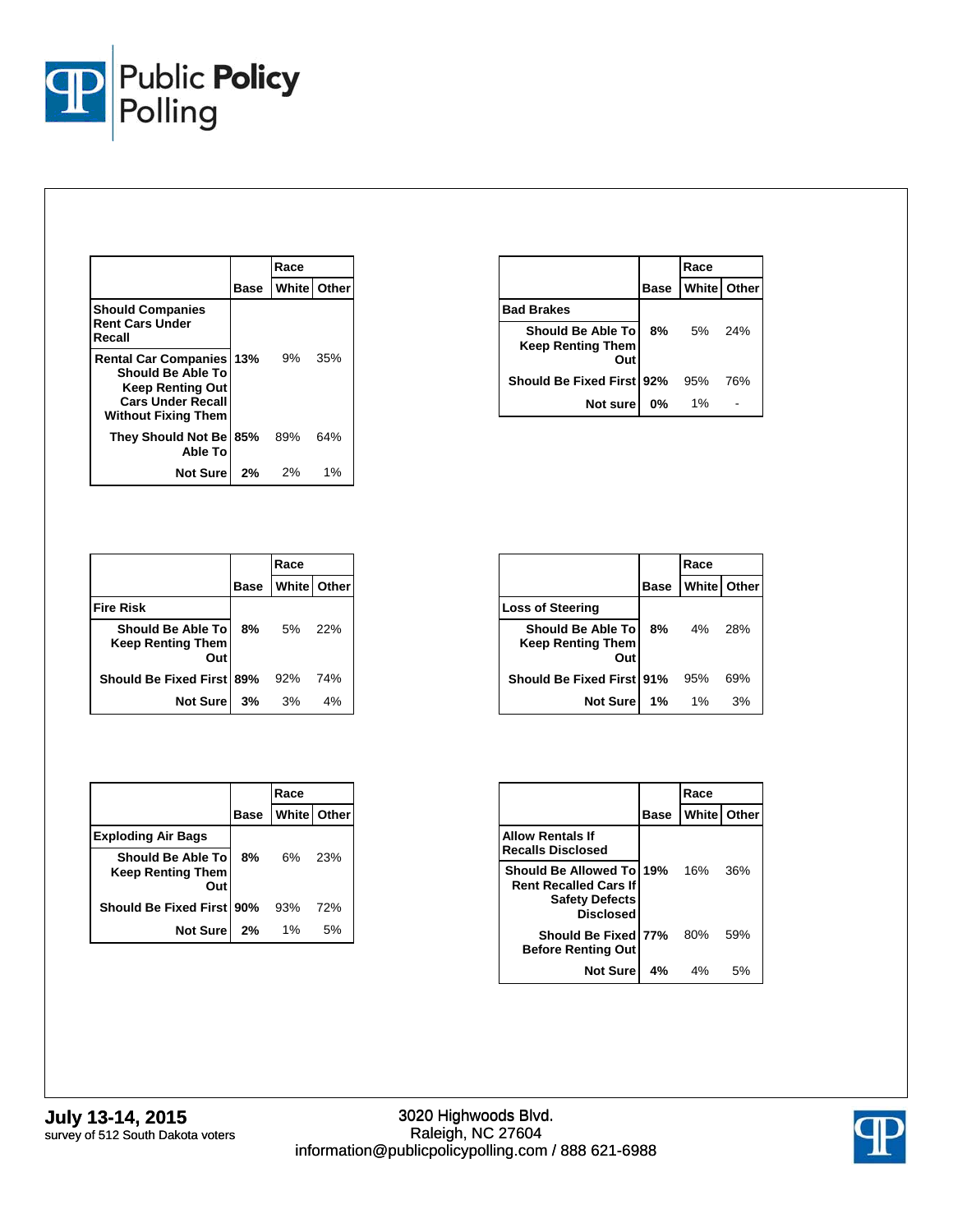| | Base | Race | |
|---|---|---|---|
| | | White | Other |
| **Should Companies Rent Cars Under Recall** | | | |
| Rental Car Companies Should Be Able To Keep Renting Out Cars Under Recall Without Fixing Them | 13% | 9% | 35% |
| They Should Not Be Able To | 85% | 89% | 64% |
| Not Sure | 2% | 2% | 1% |

| | Base | Race | |
|---|---|---|---|
| | | White | Other |
| **Bad Brakes** | | | |
| Should Be Able To Keep Renting Them Out | 8% | 5% | 24% |
| Should Be Fixed First | 92% | 95% | 76% |
| Not sure | 0% | 1% | - |

| | Base | Race | |
|---|---|---|---|
| | | White | Other |
| **Fire Risk** | | | |
| Should Be Able To Keep Renting Them Out | 8% | 5% | 22% |
| Should Be Fixed First | 89% | 92% | 74% |
| Not Sure | 3% | 3% | 4% |

| | Base | Race | |
|---|---|---|---|
| | | White | Other |
| **Loss of Steering** | | | |
| Should Be Able To Keep Renting Them Out | 8% | 4% | 28% |
| Should Be Fixed First | 91% | 95% | 69% |
| Not Sure | 1% | 1% | 3% |

| | Base | Race | |
|---|---|---|---|
| | | White | Other |
| **Exploding Air Bags** | | | |
| Should Be Able To Keep Renting Them Out | 8% | 6% | 23% |
| Should Be Fixed First | 90% | 93% | 72% |
| Not Sure | 2% | 1% | 5% |

| | Base | Race | |
|---|---|---|---|
| | | White | Other |
| **Allow Rentals If Recalls Disclosed** | | | |
| Should Be Allowed To Rent Recalled Cars If Safety Defects Disclosed | 19% | 16% | 36% |
| Should Be Fixed Before Renting Out | 77% | 80% | 59% |
| Not Sure | 4% | 4% | 5% |

**July 13-14, 2015**
survey of 512 South Dakota voters

3020 Highwoods Blvd.
Raleigh, NC 27604
information@publicpolicypolling.com / 888 621-6988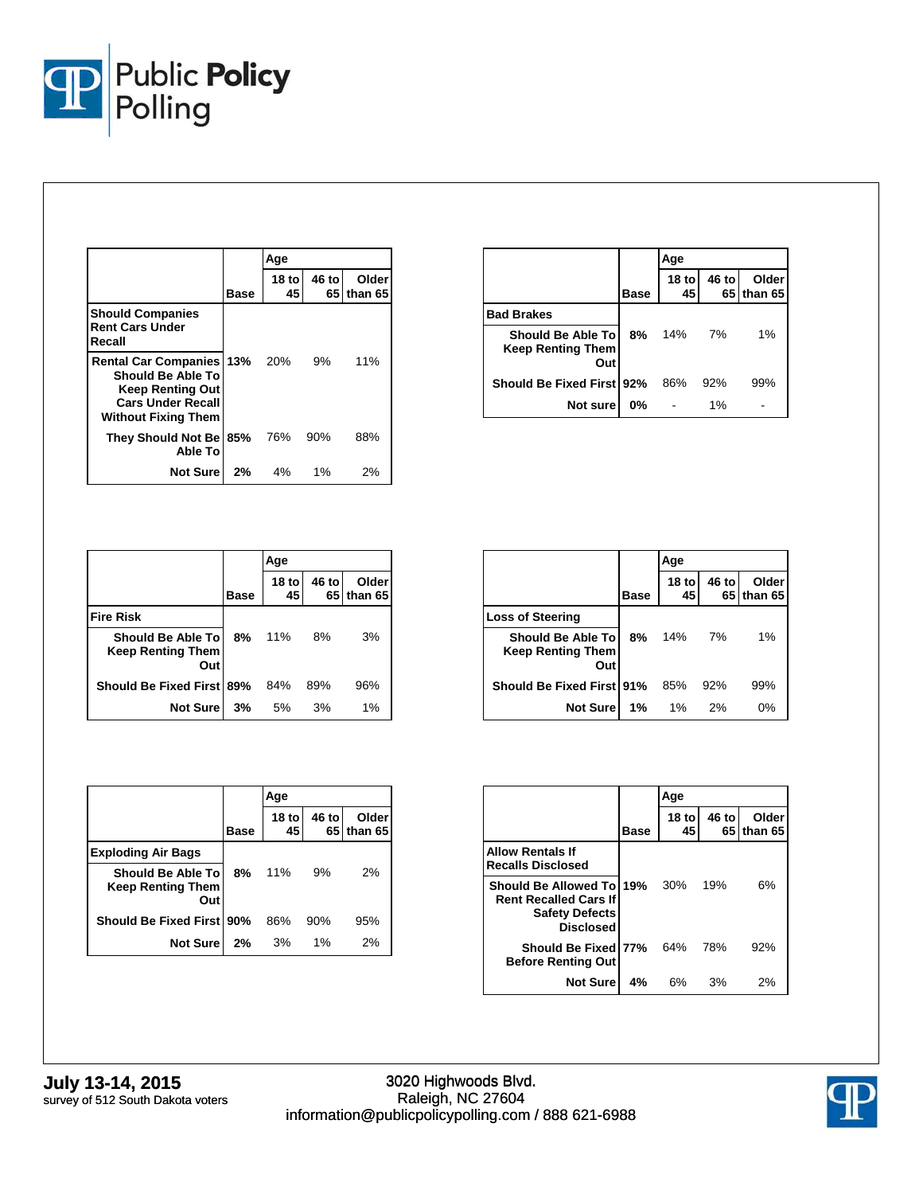| | Base | Age | | |
|---|---|---|---|---|
| | | 18 to 45 | 46 to 65 | Older than 65 |
| **Should Companies Rent Cars Under Recall** | | | | |
| Rental Car Companies Should Be Able To Keep Renting Out Cars Under Recall Without Fixing Them | 13% | 20% | 9% | 11% |
| They Should Not Be Able To | 85% | 76% | 90% | 88% |
| Not Sure | 2% | 4% | 1% | 2% |

| | Base | Age | | |
|---|---|---|---|---|
| | | 18 to 45 | 46 to 65 | Older than 65 |
| **Bad Brakes** | | | | |
| Should Be Able To Keep Renting Them Out | 8% | 14% | 7% | 1% |
| Should Be Fixed First | 92% | 86% | 92% | 99% |
| Not sure | 0% | - | 1% | - |

| | Base | Age | | |
|---|---|---|---|---|
| | | 18 to 45 | 46 to 65 | Older than 65 |
| **Fire Risk** | | | | |
| Should Be Able To Keep Renting Them Out | 8% | 11% | 8% | 3% |
| Should Be Fixed First | 89% | 84% | 89% | 96% |
| Not Sure | 3% | 5% | 3% | 1% |

| | Base | Age | | |
|---|---|---|---|---|
| | | 18 to 45 | 46 to 65 | Older than 65 |
| **Loss of Steering** | | | | |
| Should Be Able To Keep Renting Them Out | 8% | 14% | 7% | 1% |
| Should Be Fixed First | 91% | 85% | 92% | 99% |
| Not Sure | 1% | 1% | 2% | 0% |

| | Base | Age | | |
|---|---|---|---|---|
| | | 18 to 45 | 46 to 65 | Older than 65 |
| **Exploding Air Bags** | | | | |
| Should Be Able To Keep Renting Them Out | 8% | 11% | 9% | 2% |
| Should Be Fixed First | 90% | 86% | 90% | 95% |
| Not Sure | 2% | 3% | 1% | 2% |

| | Base | Age | | |
|---|---|---|---|---|
| | | 18 to 45 | 46 to 65 | Older than 65 |
| **Allow Rentals If Recalls Disclosed** | | | | |
| Should Be Allowed To Rent Recalled Cars If Safety Defects Disclosed | 19% | 30% | 19% | 6% |
| Should Be Fixed Before Renting Out | 77% | 64% | 78% | 92% |
| Not Sure | 4% | 6% | 3% | 2% |

**July 13-14, 2015**
survey of 512 South Dakota voters

3020 Highwoods Blvd.
Raleigh, NC 27604
information@publicpolicypolling.com / 888 621-6988